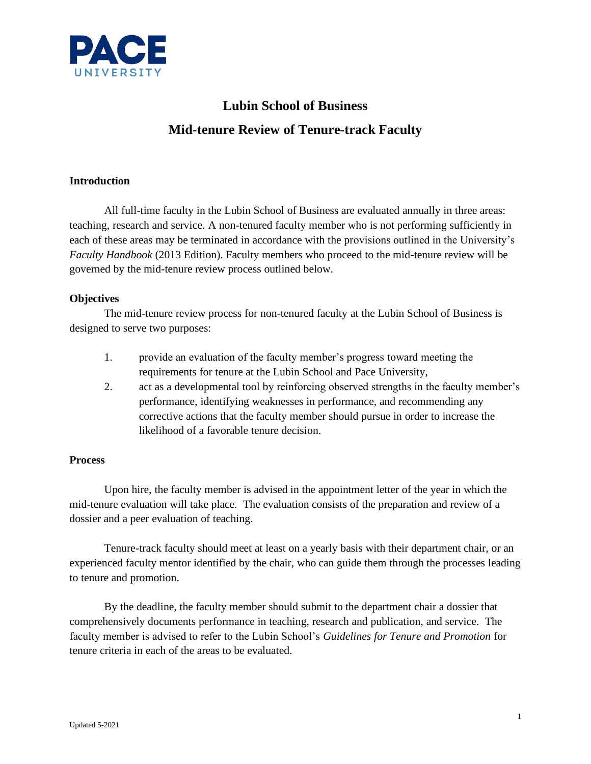# Lubin School of Business

## Mid-tenure Review of Tenure-track Faculty

### Introduction

All full-time faculty in the Lubin School of Business are evaluated annually in three areas: teaching, research and service. A non-tenured faculty member who is not performing sufficiently in each of these areas may be terminated in accordance with the provisions outlined in the University's *Faculty Handbook* (2013 Edition). Faculty members who proceed to the mid-tenure review will be governed by the mid-tenure review process outlined below.

### Objectives

The mid-tenure review process for non-tenured faculty at the Lubin School of Business is designed to serve two purposes:

1. provide an evaluation of the faculty member's progress toward meeting the requirements for tenure at the Lubin School and Pace University,
2. act as a developmental tool by reinforcing observed strengths in the faculty member's performance, identifying weaknesses in performance, and recommending any corrective actions that the faculty member should pursue in order to increase the likelihood of a favorable tenure decision.

### Process

Upon hire, the faculty member is advised in the appointment letter of the year in which the mid-tenure evaluation will take place. The evaluation consists of the preparation and review of a dossier and a peer evaluation of teaching.

Tenure-track faculty should meet at least on a yearly basis with their department chair, or an experienced faculty mentor identified by the chair, who can guide them through the processes leading to tenure and promotion.

By the deadline, the faculty member should submit to the department chair a dossier that comprehensively documents performance in teaching, research and publication, and service. The faculty member is advised to refer to the Lubin School's *Guidelines for Tenure and Promotion* for tenure criteria in each of the areas to be evaluated.

Updated 5-2021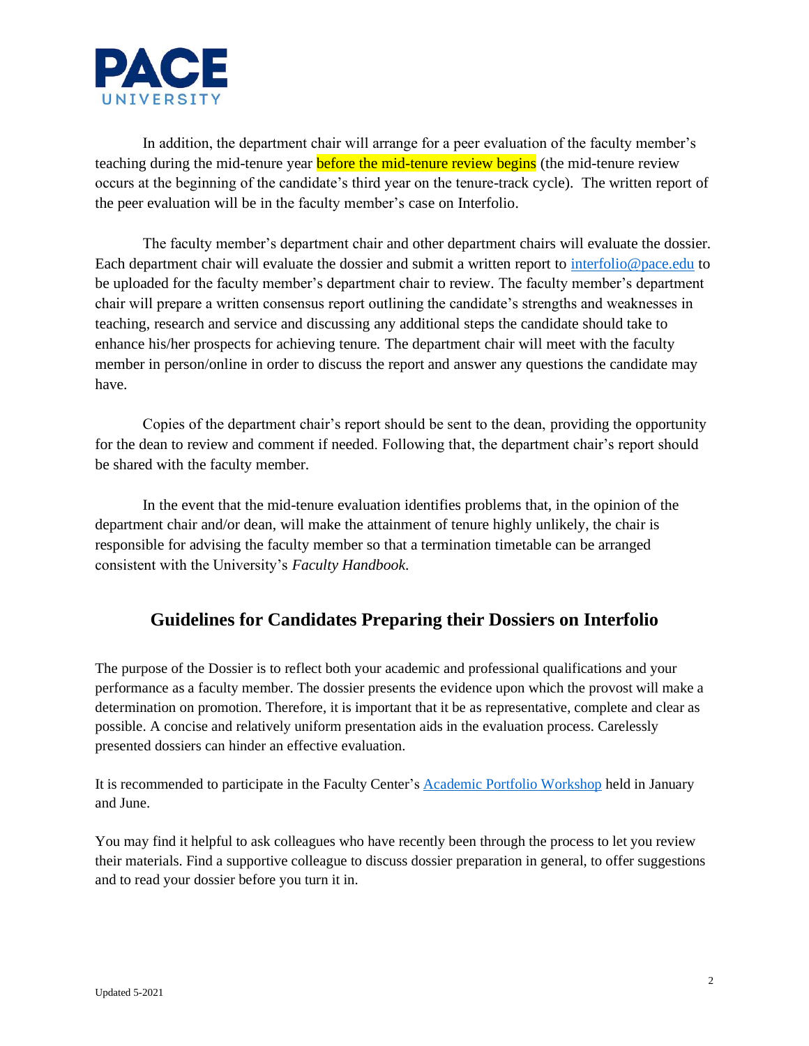In addition, the department chair will arrange for a peer evaluation of the faculty member's teaching during the mid-tenure year before the mid-tenure review begins (the mid-tenure review occurs at the beginning of the candidate's third year on the tenure-track cycle). The written report of the peer evaluation will be in the faculty member's case on Interfolio.

The faculty member's department chair and other department chairs will evaluate the dossier. Each department chair will evaluate the dossier and submit a written report to interfolio@pace.edu to be uploaded for the faculty member's department chair to review. The faculty member's department chair will prepare a written consensus report outlining the candidate's strengths and weaknesses in teaching, research and service and discussing any additional steps the candidate should take to enhance his/her prospects for achieving tenure. The department chair will meet with the faculty member in person/online in order to discuss the report and answer any questions the candidate may have.

Copies of the department chair's report should be sent to the dean, providing the opportunity for the dean to review and comment if needed. Following that, the department chair's report should be shared with the faculty member.

In the event that the mid-tenure evaluation identifies problems that, in the opinion of the department chair and/or dean, will make the attainment of tenure highly unlikely, the chair is responsible for advising the faculty member so that a termination timetable can be arranged consistent with the University's *Faculty Handbook*.

## Guidelines for Candidates Preparing their Dossiers on Interfolio

The purpose of the Dossier is to reflect both your academic and professional qualifications and your performance as a faculty member. The dossier presents the evidence upon which the provost will make a determination on promotion. Therefore, it is important that it be as representative, complete and clear as possible. A concise and relatively uniform presentation aids in the evaluation process. Carelessly presented dossiers can hinder an effective evaluation.

It is recommended to participate in the Faculty Center's Academic Portfolio Workshop held in January and June.

You may find it helpful to ask colleagues who have recently been through the process to let you review their materials. Find a supportive colleague to discuss dossier preparation in general, to offer suggestions and to read your dossier before you turn it in.

Updated 5-2021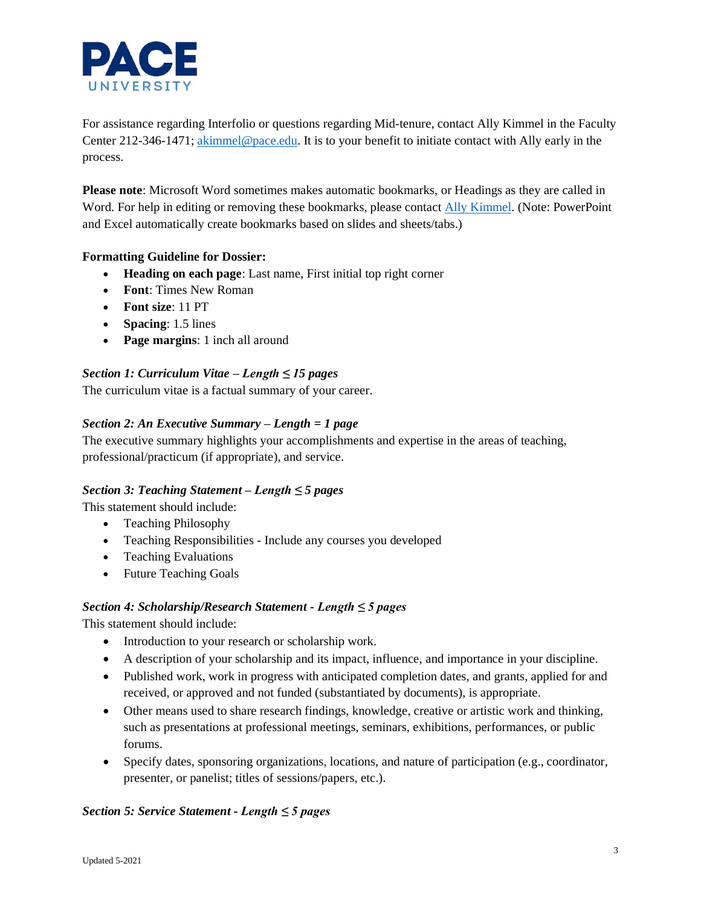For assistance regarding Interfolio or questions regarding Mid-tenure, contact Ally Kimmel in the Faculty Center 212-346-1471; [akimmel@pace.edu](mailto:akimmel@pace.edu). It is to your benefit to initiate contact with Ally early in the process.

**Please note**: Microsoft Word sometimes makes automatic bookmarks, or Headings as they are called in Word. For help in editing or removing these bookmarks, please contact Ally Kimmel. (Note: PowerPoint and Excel automatically create bookmarks based on slides and sheets/tabs.)

**Formatting Guideline for Dossier:**

- **Heading on each page**: Last name, First initial top right corner
- **Font**: Times New Roman
- **Font size**: 11 PT
- **Spacing**: 1.5 lines
- **Page margins**: 1 inch all around

***Section 1: Curriculum Vitae – Length ≤ 15 pages***

The curriculum vitae is a factual summary of your career.

***Section 2: An Executive Summary – Length = 1 page***

The executive summary highlights your accomplishments and expertise in the areas of teaching, professional/practicum (if appropriate), and service.

***Section 3: Teaching Statement – Length ≤ 5 pages***

This statement should include:

- Teaching Philosophy
- Teaching Responsibilities - Include any courses you developed
- Teaching Evaluations
- Future Teaching Goals

***Section 4: Scholarship/Research Statement - Length ≤ 5 pages***

This statement should include:

- Introduction to your research or scholarship work.
- A description of your scholarship and its impact, influence, and importance in your discipline.
- Published work, work in progress with anticipated completion dates, and grants, applied for and received, or approved and not funded (substantiated by documents), is appropriate.
- Other means used to share research findings, knowledge, creative or artistic work and thinking, such as presentations at professional meetings, seminars, exhibitions, performances, or public forums.
- Specify dates, sponsoring organizations, locations, and nature of participation (e.g., coordinator, presenter, or panelist; titles of sessions/papers, etc.).

***Section 5: Service Statement - Length ≤ 5 pages***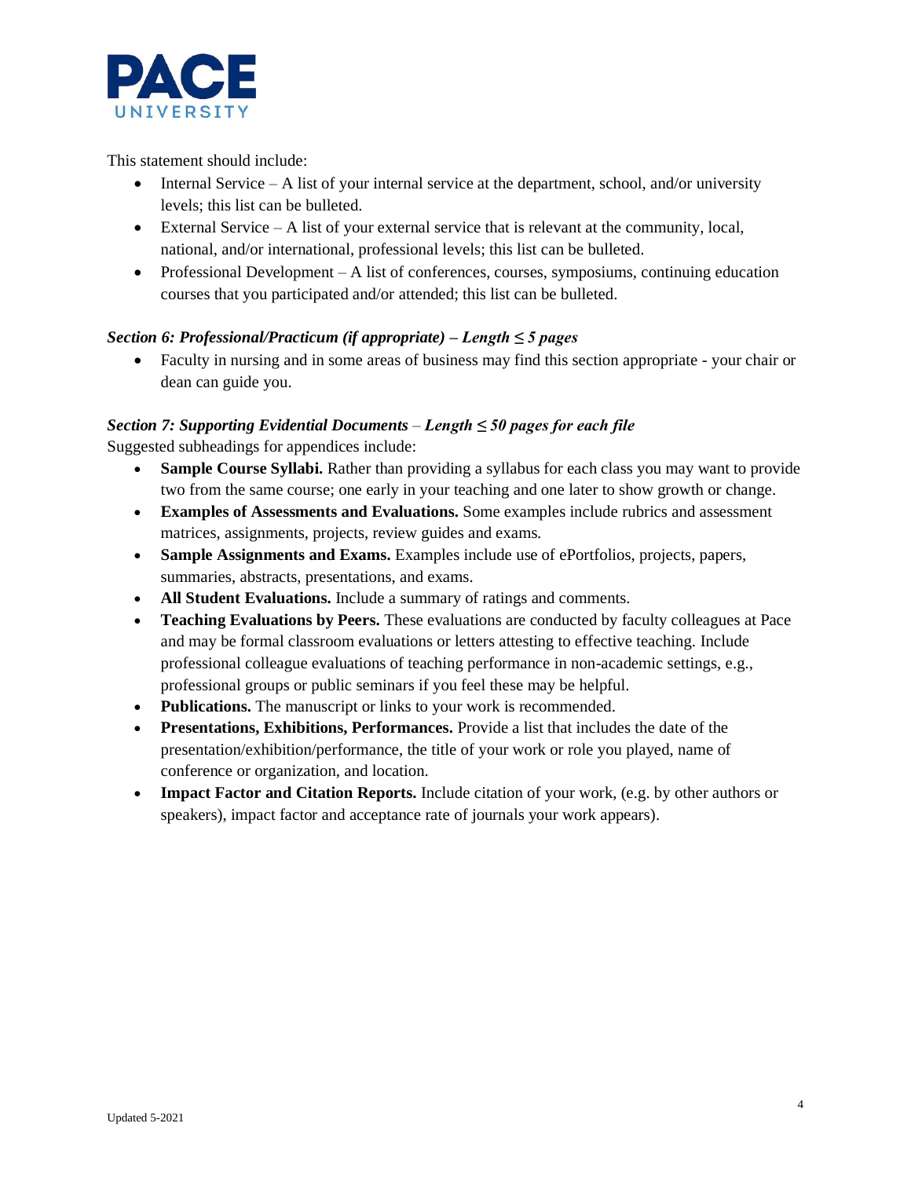This statement should include:

- Internal Service – A list of your internal service at the department, school, and/or university levels; this list can be bulleted.
- External Service – A list of your external service that is relevant at the community, local, national, and/or international, professional levels; this list can be bulleted.
- Professional Development – A list of conferences, courses, symposiums, continuing education courses that you participated and/or attended; this list can be bulleted.

***Section 6: Professional/Practicum (if appropriate) – Length ≤ 5 pages***

- Faculty in nursing and in some areas of business may find this section appropriate - your chair or dean can guide you.

***Section 7: Supporting Evidential Documents** – **Length ≤ 50 pages for each file***

Suggested subheadings for appendices include:

- **Sample Course Syllabi.** Rather than providing a syllabus for each class you may want to provide two from the same course; one early in your teaching and one later to show growth or change.
- **Examples of Assessments and Evaluations.** Some examples include rubrics and assessment matrices, assignments, projects, review guides and exams.
- **Sample Assignments and Exams.** Examples include use of ePortfolios, projects, papers, summaries, abstracts, presentations, and exams.
- **All Student Evaluations.** Include a summary of ratings and comments.
- **Teaching Evaluations by Peers.** These evaluations are conducted by faculty colleagues at Pace and may be formal classroom evaluations or letters attesting to effective teaching. Include professional colleague evaluations of teaching performance in non-academic settings, e.g., professional groups or public seminars if you feel these may be helpful.
- **Publications.** The manuscript or links to your work is recommended.
- **Presentations, Exhibitions, Performances.** Provide a list that includes the date of the presentation/exhibition/performance, the title of your work or role you played, name of conference or organization, and location.
- **Impact Factor and Citation Reports.** Include citation of your work, (e.g. by other authors or speakers), impact factor and acceptance rate of journals your work appears).